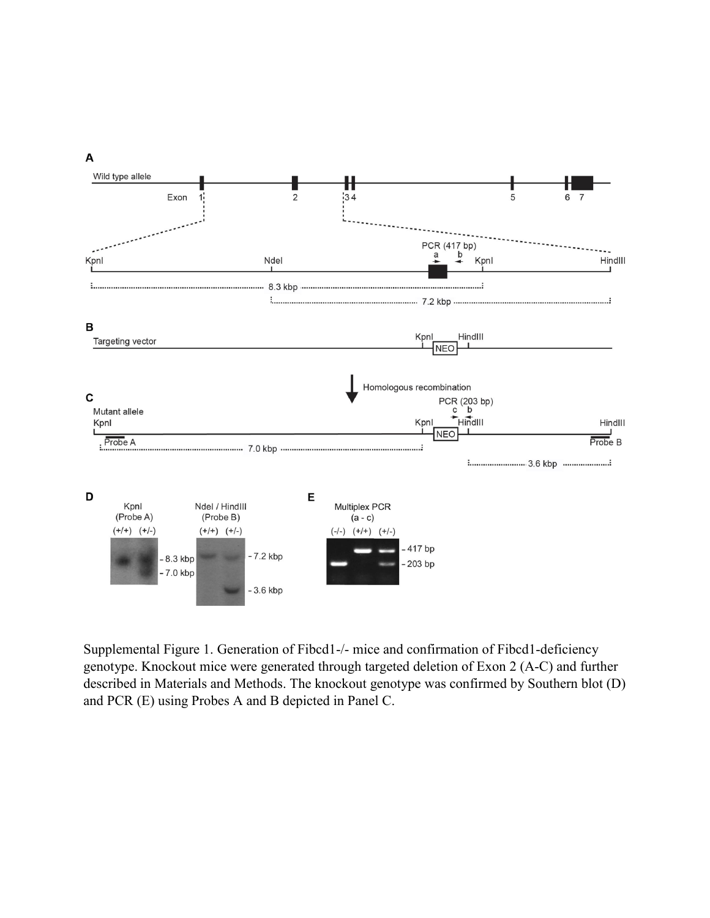Supplemental Figure 1. Generation of Fibcd1-/- mice and confirmation of Fibcd1-deficiency genotype. Knockout mice were generated through targeted deletion of Exon 2 (A-C) and further described in Materials and Methods. The knockout genotype was confirmed by Southern blot (D) and PCR (E) using Probes A and B depicted in Panel C.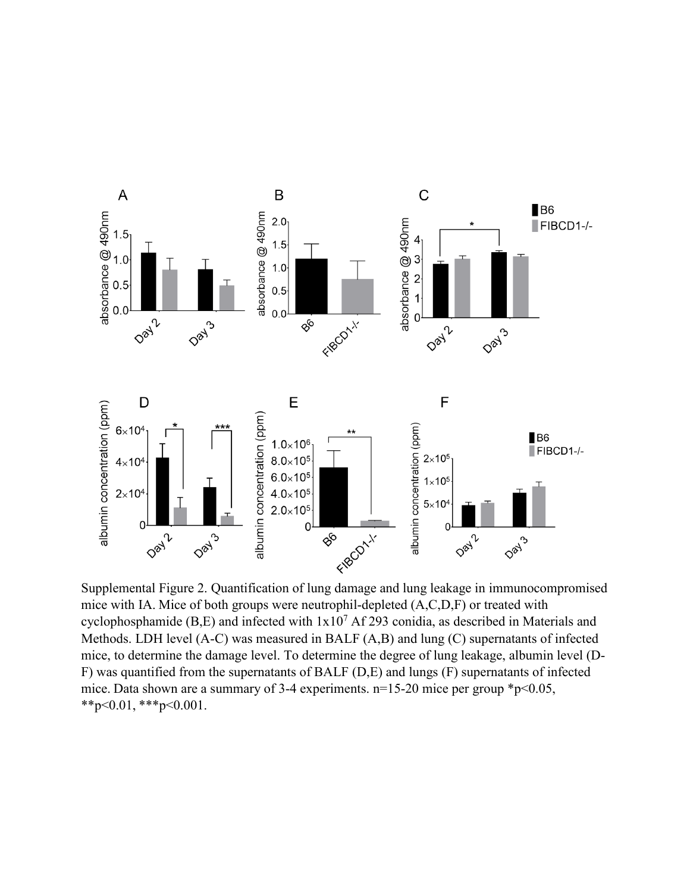Supplemental Figure 2. Quantification of lung damage and lung leakage in immunocompromised mice with IA. Mice of both groups were neutrophil-depleted (A,C,D,F) or treated with cyclophosphamide (B,E) and infected with $1x10^7$ Af 293 conidia, as described in Materials and Methods. LDH level (A-C) was measured in BALF (A,B) and lung (C) supernatants of infected mice, to determine the damage level. To determine the degree of lung leakage, albumin level (D-F) was quantified from the supernatants of BALF (D,E) and lungs (F) supernatants of infected mice. Data shown are a summary of 3-4 experiments. n=15-20 mice per group *p<0.05, **p<0.01, ***p<0.001.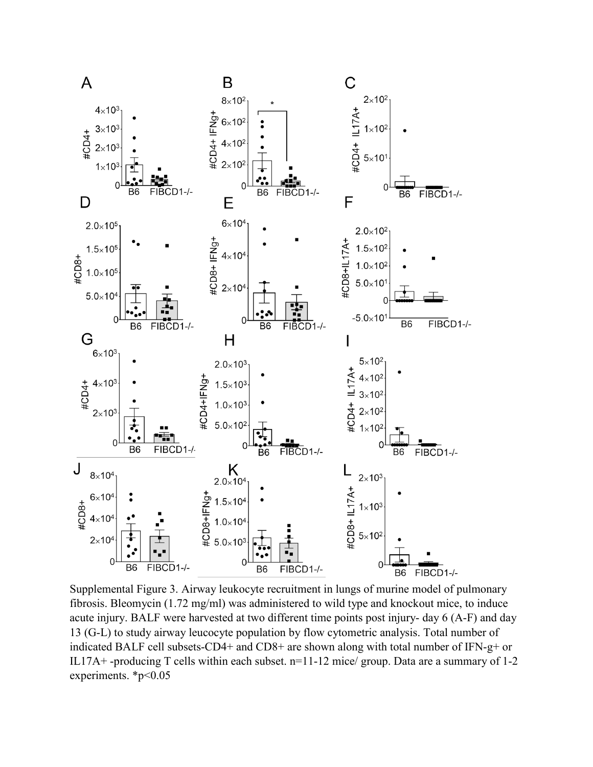Supplemental Figure 3. Airway leukocyte recruitment in lungs of murine model of pulmonary fibrosis. Bleomycin (1.72 mg/ml) was administered to wild type and knockout mice, to induce acute injury. BALF were harvested at two different time points post injury- day 6 (A-F) and day 13 (G-L) to study airway leucocyte population by flow cytometric analysis. Total number of indicated BALF cell subsets-CD4+ and CD8+ are shown along with total number of IFN-g+ or IL17A+ -producing T cells within each subset. n=11-12 mice/ group. Data are a summary of 1-2 experiments. *$p<0.05$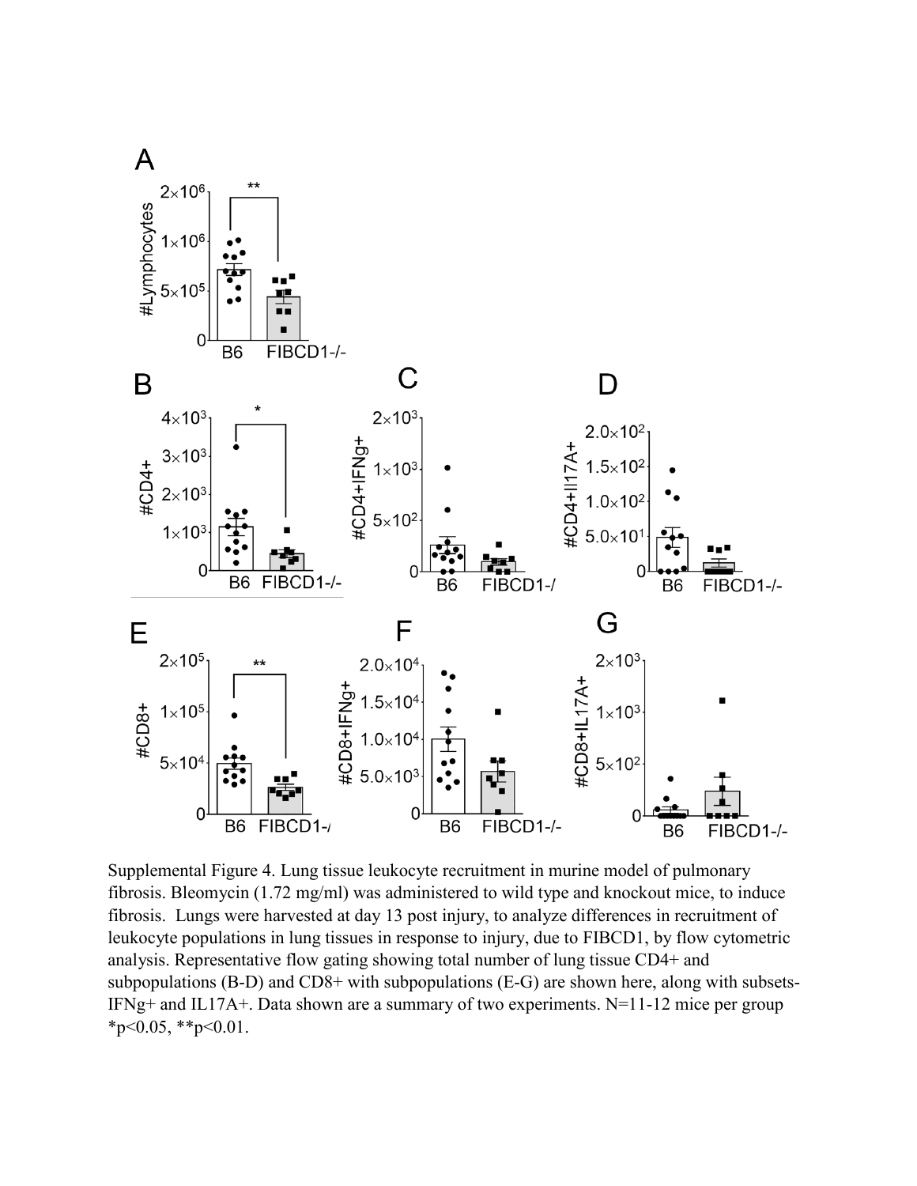A

#Lymphocytes

$2\times10^6$

$1\times10^6$

$5\times10^5$

0

**

B6 FIBCD1-/-

B

#CD4+

$4\times10^3$

$3\times10^3$

$2\times10^3$

$1\times10^3$

0

*

B6 FIBCD1-/-

C

#CD4+IFNg+

$2\times10^3$

$1\times10^3$

$5\times10^2$

0

B6 FIBCD1-/

D

#CD4+Il17A+

$2.0\times10^2$

$1.5\times10^2$

$1.0\times10^2$

$5.0\times10^1$

0

B6 FIBCD1-/-

E

#CD8+

$2\times10^5$

$1\times10^5$

$5\times10^4$

0

**

B6 FIBCD1-/

F

#CD8+IFNg+

$2.0\times10^4$

$1.5\times10^4$

$1.0\times10^4$

$5.0\times10^3$

0

B6 FIBCD1-/-

G

#CD8+IL17A+

$2\times10^3$

$1\times10^3$

$5\times10^2$

0

B6 FIBCD1-/-

Supplemental Figure 4. Lung tissue leukocyte recruitment in murine model of pulmonary fibrosis. Bleomycin (1.72 mg/ml) was administered to wild type and knockout mice, to induce fibrosis. Lungs were harvested at day 13 post injury, to analyze differences in recruitment of leukocyte populations in lung tissues in response to injury, due to FIBCD1, by flow cytometric analysis. Representative flow gating showing total number of lung tissue CD4+ and subpopulations (B-D) and CD8+ with subpopulations (E-G) are shown here, along with subsets- IFNg+ and IL17A+. Data shown are a summary of two experiments. N=11-12 mice per group *$p<0.05$, **$p<0.01$.